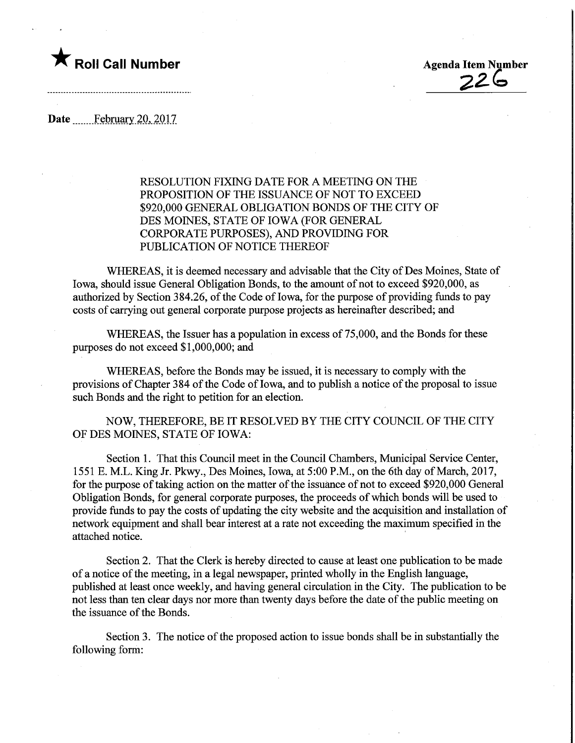★ **Roll Call Number**

**Agenda Item Number**
**226**

**Date** February 20, 2017

RESOLUTION FIXING DATE FOR A MEETING ON THE PROPOSITION OF THE ISSUANCE OF NOT TO EXCEED $920,000 GENERAL OBLIGATION BONDS OF THE CITY OF DES MOINES, STATE OF IOWA (FOR GENERAL CORPORATE PURPOSES), AND PROVIDING FOR PUBLICATION OF NOTICE THEREOF

WHEREAS, it is deemed necessary and advisable that the City of Des Moines, State of Iowa, should issue General Obligation Bonds, to the amount of not to exceed $920,000, as authorized by Section 384.26, of the Code of Iowa, for the purpose of providing funds to pay costs of carrying out general corporate purpose projects as hereinafter described; and

WHEREAS, the Issuer has a population in excess of 75,000, and the Bonds for these purposes do not exceed $1,000,000; and

WHEREAS, before the Bonds may be issued, it is necessary to comply with the provisions of Chapter 384 of the Code of Iowa, and to publish a notice of the proposal to issue such Bonds and the right to petition for an election.

NOW, THEREFORE, BE IT RESOLVED BY THE CITY COUNCIL OF THE CITY OF DES MOINES, STATE OF IOWA:

Section 1. That this Council meet in the Council Chambers, Municipal Service Center, 1551 E. M.L. King Jr. Pkwy., Des Moines, Iowa, at 5:00 P.M., on the 6th day of March, 2017, for the purpose of taking action on the matter of the issuance of not to exceed $920,000 General Obligation Bonds, for general corporate purposes, the proceeds of which bonds will be used to provide funds to pay the costs of updating the city website and the acquisition and installation of network equipment and shall bear interest at a rate not exceeding the maximum specified in the attached notice.

Section 2. That the Clerk is hereby directed to cause at least one publication to be made of a notice of the meeting, in a legal newspaper, printed wholly in the English language, published at least once weekly, and having general circulation in the City. The publication to be not less than ten clear days nor more than twenty days before the date of the public meeting on the issuance of the Bonds.

Section 3. The notice of the proposed action to issue bonds shall be in substantially the following form: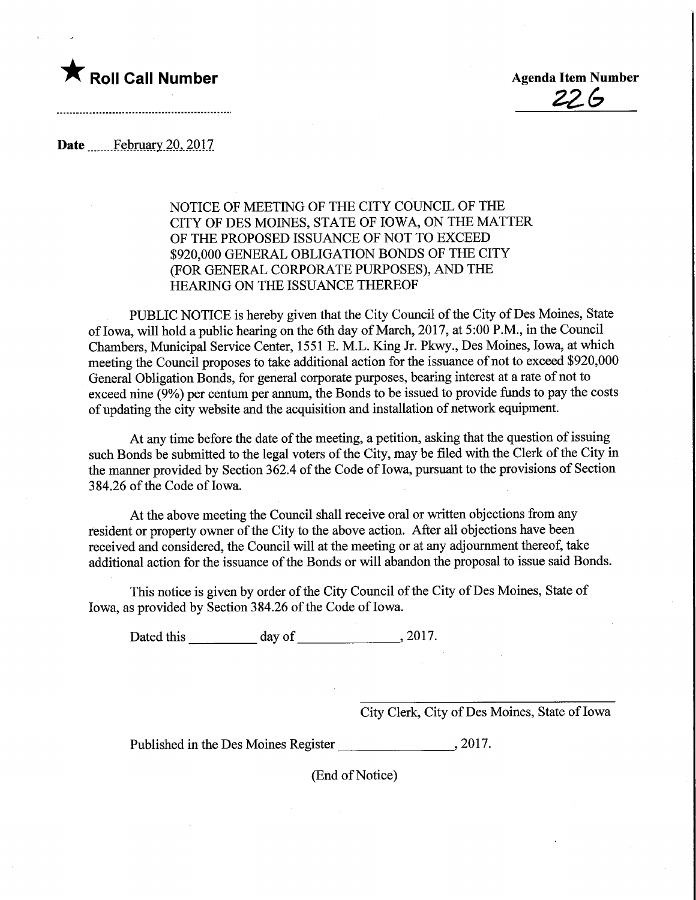★ **Roll Call Number**

**Agenda Item Number**

22G

**Date** February 20, 2017

NOTICE OF MEETING OF THE CITY COUNCIL OF THE CITY OF DES MOINES, STATE OF IOWA, ON THE MATTER OF THE PROPOSED ISSUANCE OF NOT TO EXCEED $920,000 GENERAL OBLIGATION BONDS OF THE CITY (FOR GENERAL CORPORATE PURPOSES), AND THE HEARING ON THE ISSUANCE THEREOF

PUBLIC NOTICE is hereby given that the City Council of the City of Des Moines, State of Iowa, will hold a public hearing on the 6th day of March, 2017, at 5:00 P.M., in the Council Chambers, Municipal Service Center, 1551 E. M.L. King Jr. Pkwy., Des Moines, Iowa, at which meeting the Council proposes to take additional action for the issuance of not to exceed $920,000 General Obligation Bonds, for general corporate purposes, bearing interest at a rate of not to exceed nine (9%) per centum per annum, the Bonds to be issued to provide funds to pay the costs of updating the city website and the acquisition and installation of network equipment.

At any time before the date of the meeting, a petition, asking that the question of issuing such Bonds be submitted to the legal voters of the City, may be filed with the Clerk of the City in the manner provided by Section 362.4 of the Code of Iowa, pursuant to the provisions of Section 384.26 of the Code of Iowa.

At the above meeting the Council shall receive oral or written objections from any resident or property owner of the City to the above action. After all objections have been received and considered, the Council will at the meeting or at any adjournment thereof, take additional action for the issuance of the Bonds or will abandon the proposal to issue said Bonds.

This notice is given by order of the City Council of the City of Des Moines, State of Iowa, as provided by Section 384.26 of the Code of Iowa.

Dated this __________ day of _______________, 2017.

_______________________________________
City Clerk, City of Des Moines, State of Iowa

Published in the Des Moines Register _________________, 2017.

(End of Notice)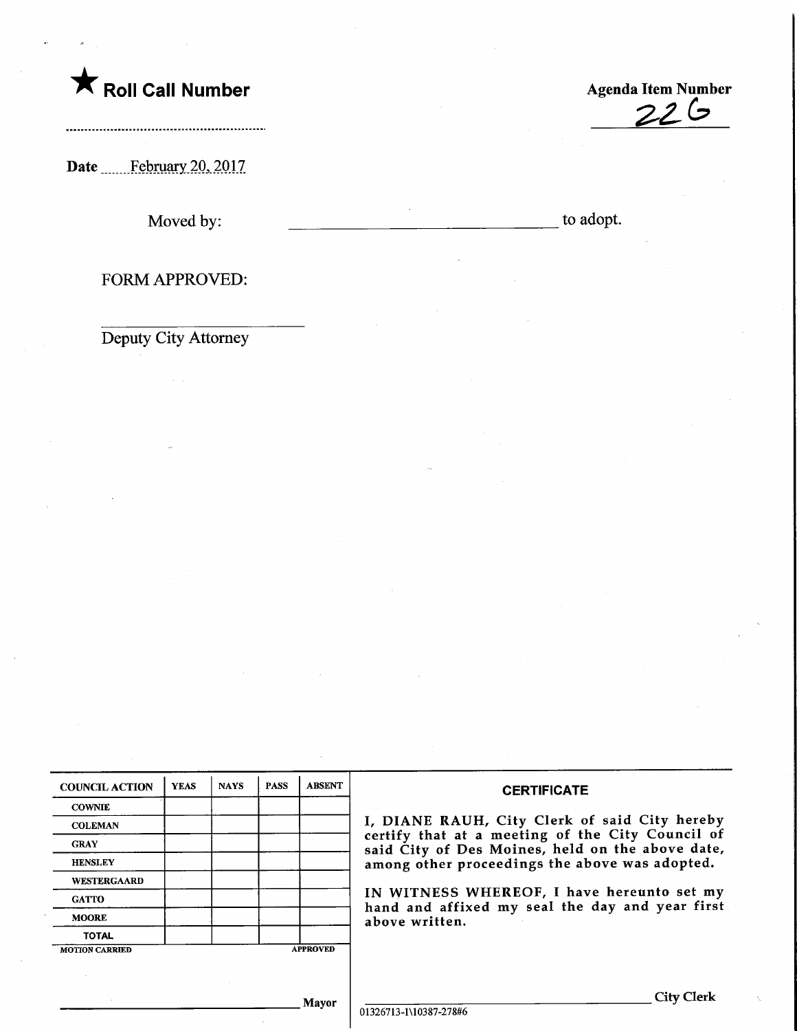★ **Roll Call Number**

**Agenda Item Number**
22G

**Date** February 20, 2017

Moved by: ______________________________ to adopt.

FORM APPROVED:

______________________
Deputy City Attorney

| COUNCIL ACTION | YEAS | NAYS | PASS | ABSENT |
|---|---|---|---|---|
| COWNIE | | | | |
| COLEMAN | | | | |
| GRAY | | | | |
| HENSLEY | | | | |
| WESTERGAARD | | | | |
| GATTO | | | | |
| MOORE | | | | |
| TOTAL | | | | |

MOTION CARRIED APPROVED

______________________ Mayor

**CERTIFICATE**

I, DIANE RAUH, City Clerk of said City hereby certify that at a meeting of the City Council of said City of Des Moines, held on the above date, among other proceedings the above was adopted.

IN WITNESS WHEREOF, I have hereunto set my hand and affixed my seal the day and year first above written.

______________________ City Clerk

01326713-1\10387-278#6